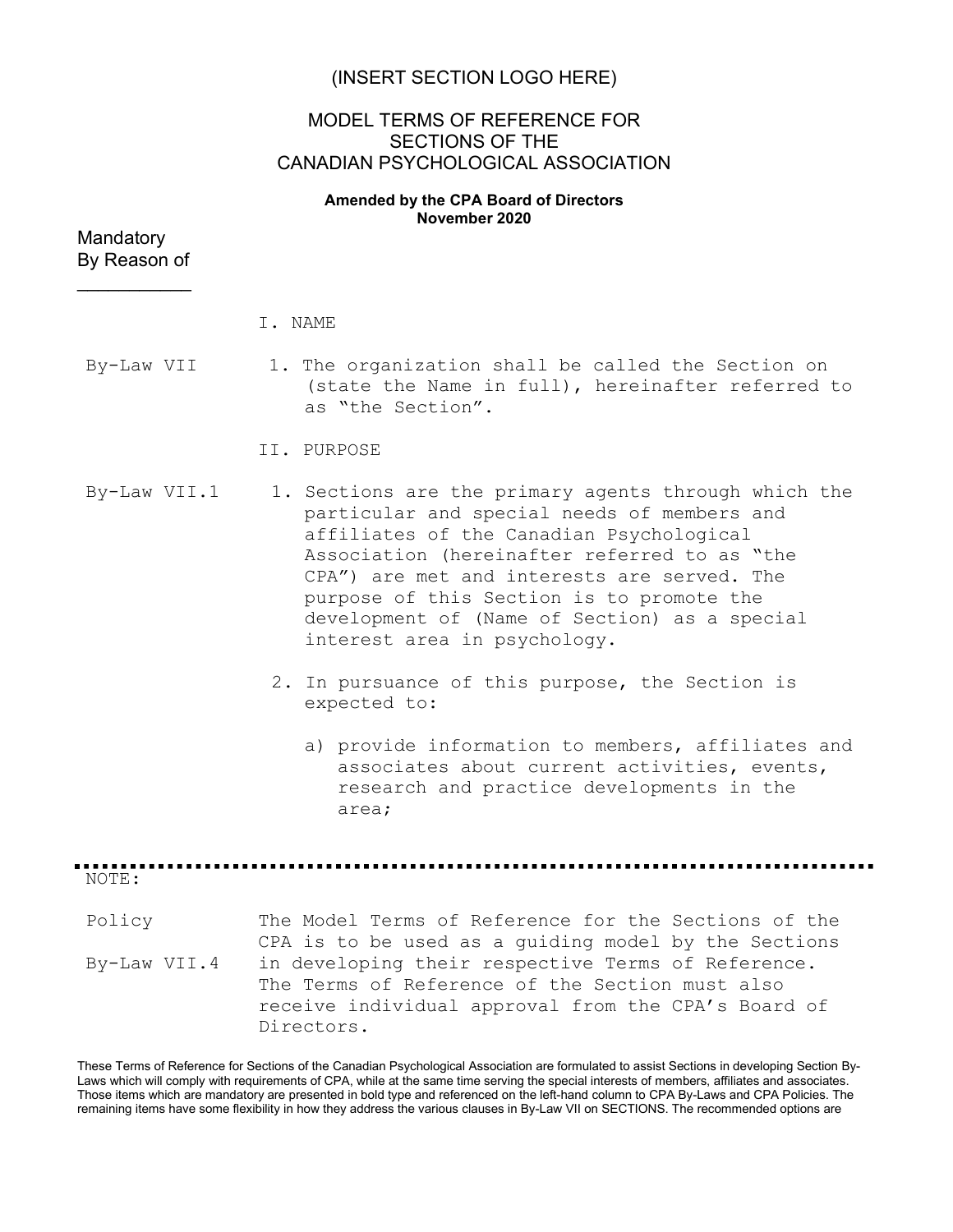(INSERT SECTION LOGO HERE)

# MODEL TERMS OF REFERENCE FOR SECTIONS OF THE CANADIAN PSYCHOLOGICAL ASSOCIATION

**Amended by the CPA Board of Directors**
**November 2020**

| Mandatory By Reason of | |
|---|---|
| | I. NAME |
| By-Law VII | 1. The organization shall be called the Section on (state the Name in full), hereinafter referred to as "the Section". |
| | II. PURPOSE |
| By-Law VII.1 | 1. Sections are the primary agents through which the particular and special needs of members and affiliates of the Canadian Psychological Association (hereinafter referred to as "the CPA") are met and interests are served. The purpose of this Section is to promote the development of (Name of Section) as a special interest area in psychology. |
| | 2. In pursuance of this purpose, the Section is expected to: |
| | a) provide information to members, affiliates and associates about current activities, events, research and practice developments in the area; |

---

NOTE:

| | |
|---|---|
| Policy<br><br>By-Law VII.4 | The Model Terms of Reference for the Sections of the CPA is to be used as a guiding model by the Sections in developing their respective Terms of Reference. The Terms of Reference of the Section must also receive individual approval from the CPA's Board of Directors. |

These Terms of Reference for Sections of the Canadian Psychological Association are formulated to assist Sections in developing Section By-Laws which will comply with requirements of CPA, while at the same time serving the special interests of members, affiliates and associates. Those items which are mandatory are presented in bold type and referenced on the left-hand column to CPA By-Laws and CPA Policies. The remaining items have some flexibility in how they address the various clauses in By-Law VII on SECTIONS. The recommended options are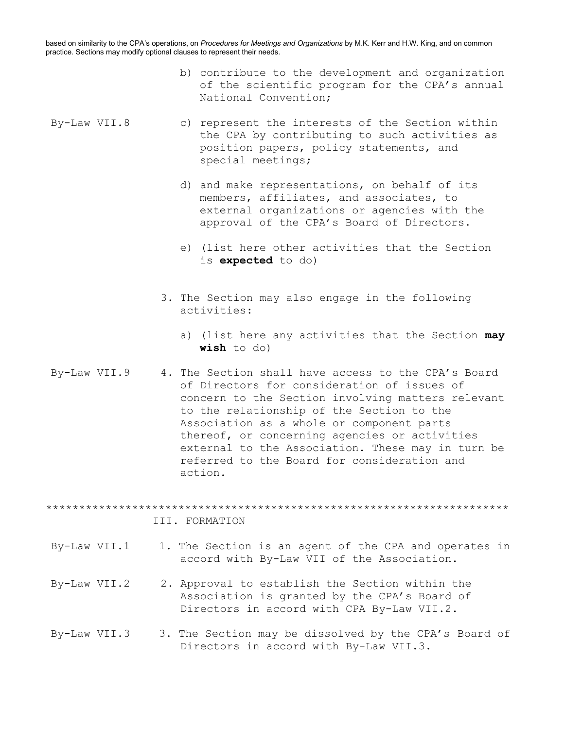based on similarity to the CPA's operations, on *Procedures for Meetings and Organizations* by M.K. Kerr and H.W. King, and on common practice. Sections may modify optional clauses to represent their needs.

b) contribute to the development and organization of the scientific program for the CPA's annual National Convention;

By-Law VII.8 — c) represent the interests of the Section within the CPA by contributing to such activities as position papers, policy statements, and special meetings;

d) and make representations, on behalf of its members, affiliates, and associates, to external organizations or agencies with the approval of the CPA's Board of Directors.

e) (list here other activities that the Section is **expected** to do)

3. The Section may also engage in the following activities:

   a) (list here any activities that the Section **may wish** to do)

By-Law VII.9 — 4. The Section shall have access to the CPA's Board of Directors for consideration of issues of concern to the Section involving matters relevant to the relationship of the Section to the Association as a whole or component parts thereof, or concerning agencies or activities external to the Association. These may in turn be referred to the Board for consideration and action.

*******************************************************************

## III. FORMATION

By-Law VII.1 — 1. The Section is an agent of the CPA and operates in accord with By-Law VII of the Association.

By-Law VII.2 — 2. Approval to establish the Section within the Association is granted by the CPA's Board of Directors in accord with CPA By-Law VII.2.

By-Law VII.3 — 3. The Section may be dissolved by the CPA's Board of Directors in accord with By-Law VII.3.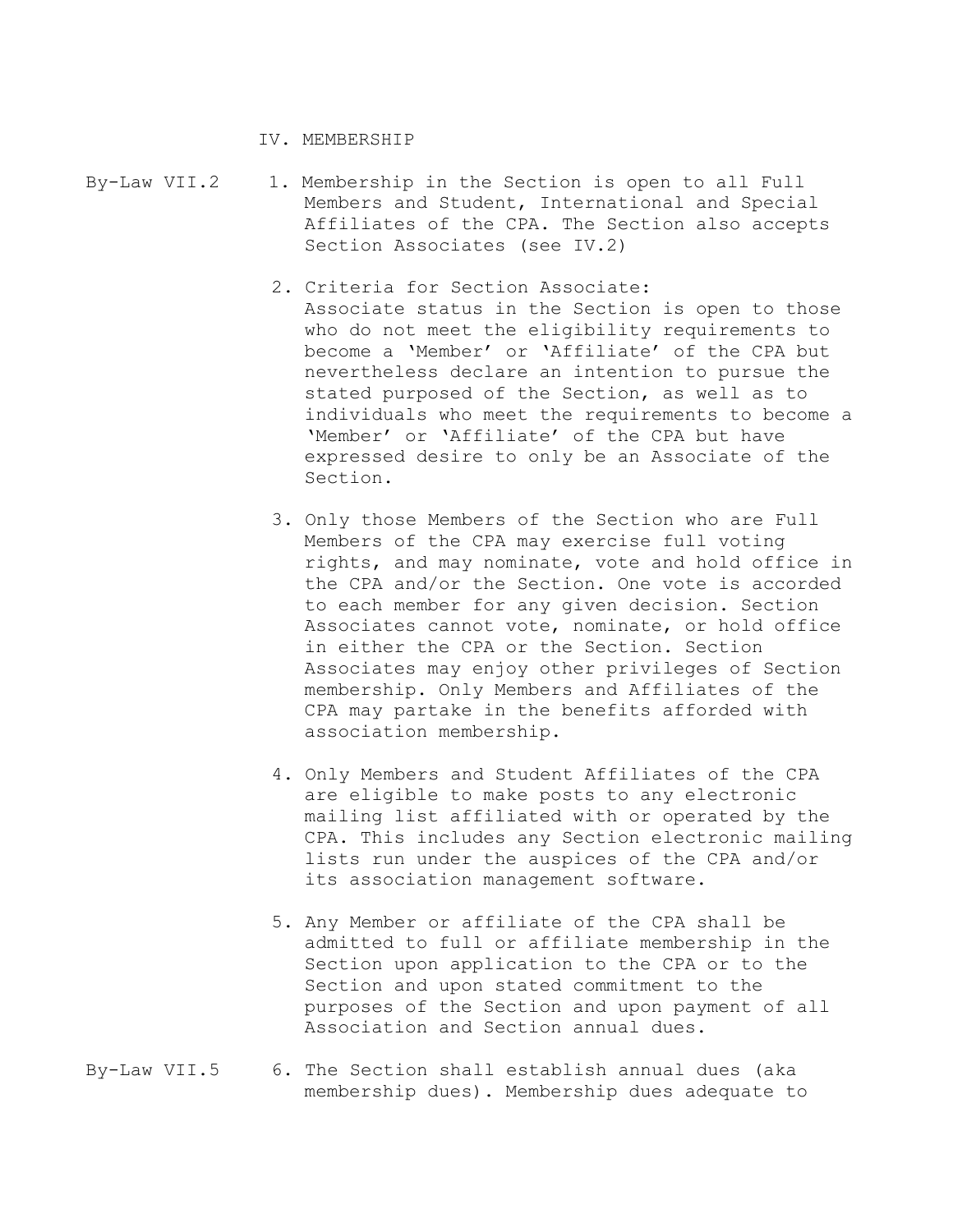## IV. MEMBERSHIP

By-Law VII.2

1. Membership in the Section is open to all Full Members and Student, International and Special Affiliates of the CPA. The Section also accepts Section Associates (see IV.2)

2. Criteria for Section Associate:
   Associate status in the Section is open to those who do not meet the eligibility requirements to become a 'Member' or 'Affiliate' of the CPA but nevertheless declare an intention to pursue the stated purposed of the Section, as well as to individuals who meet the requirements to become a 'Member' or 'Affiliate' of the CPA but have expressed desire to only be an Associate of the Section.

3. Only those Members of the Section who are Full Members of the CPA may exercise full voting rights, and may nominate, vote and hold office in the CPA and/or the Section. One vote is accorded to each member for any given decision. Section Associates cannot vote, nominate, or hold office in either the CPA or the Section. Section Associates may enjoy other privileges of Section membership. Only Members and Affiliates of the CPA may partake in the benefits afforded with association membership.

4. Only Members and Student Affiliates of the CPA are eligible to make posts to any electronic mailing list affiliated with or operated by the CPA. This includes any Section electronic mailing lists run under the auspices of the CPA and/or its association management software.

5. Any Member or affiliate of the CPA shall be admitted to full or affiliate membership in the Section upon application to the CPA or to the Section and upon stated commitment to the purposes of the Section and upon payment of all Association and Section annual dues.

By-Law VII.5

6. The Section shall establish annual dues (aka membership dues). Membership dues adequate to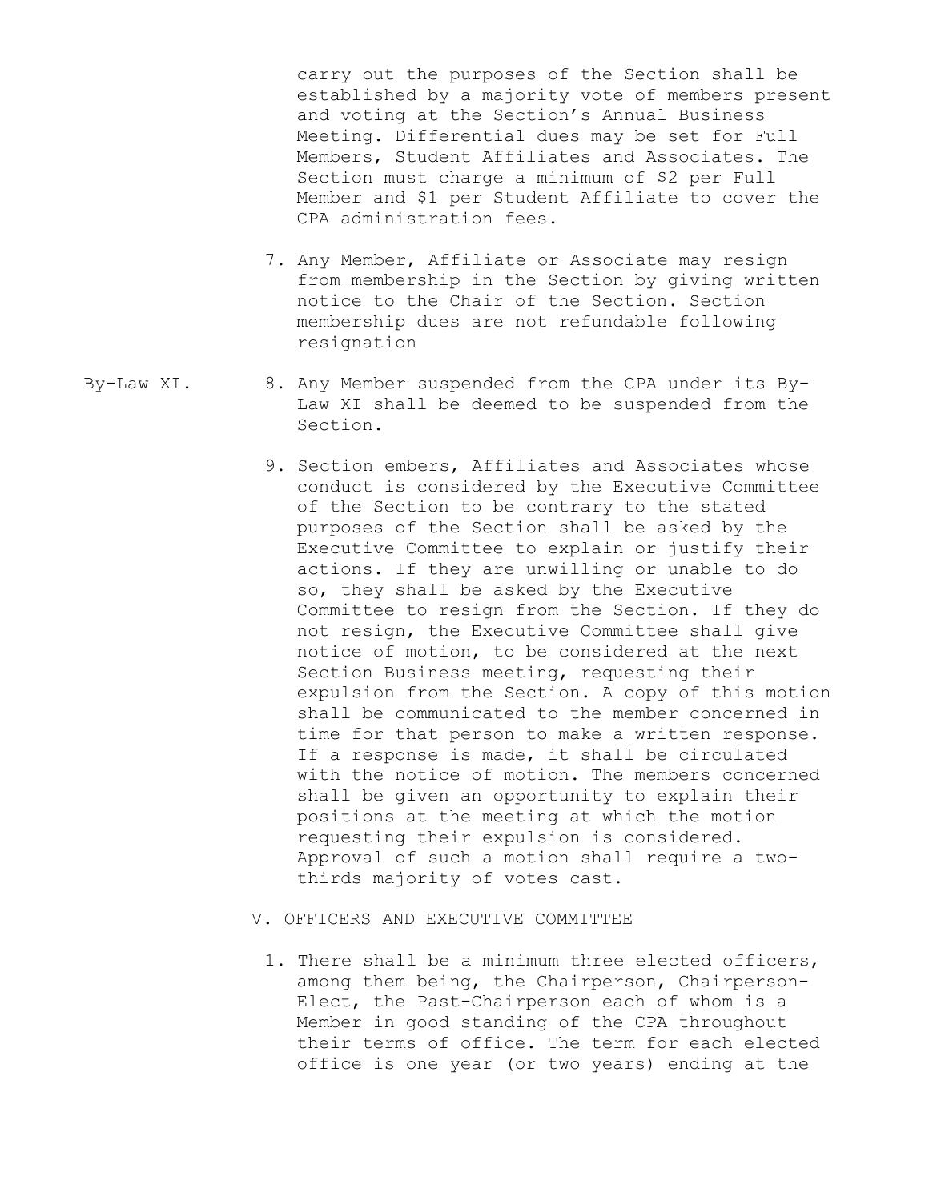carry out the purposes of the Section shall be established by a majority vote of members present and voting at the Section's Annual Business Meeting. Differential dues may be set for Full Members, Student Affiliates and Associates. The Section must charge a minimum of $2 per Full Member and $1 per Student Affiliate to cover the CPA administration fees.

7. Any Member, Affiliate or Associate may resign from membership in the Section by giving written notice to the Chair of the Section. Section membership dues are not refundable following resignation

By-Law XI.

8. Any Member suspended from the CPA under its By-Law XI shall be deemed to be suspended from the Section.

9. Section embers, Affiliates and Associates whose conduct is considered by the Executive Committee of the Section to be contrary to the stated purposes of the Section shall be asked by the Executive Committee to explain or justify their actions. If they are unwilling or unable to do so, they shall be asked by the Executive Committee to resign from the Section. If they do not resign, the Executive Committee shall give notice of motion, to be considered at the next Section Business meeting, requesting their expulsion from the Section. A copy of this motion shall be communicated to the member concerned in time for that person to make a written response. If a response is made, it shall be circulated with the notice of motion. The members concerned shall be given an opportunity to explain their positions at the meeting at which the motion requesting their expulsion is considered. Approval of such a motion shall require a two-thirds majority of votes cast.

## V. OFFICERS AND EXECUTIVE COMMITTEE

1. There shall be a minimum three elected officers, among them being, the Chairperson, Chairperson-Elect, the Past-Chairperson each of whom is a Member in good standing of the CPA throughout their terms of office. The term for each elected office is one year (or two years) ending at the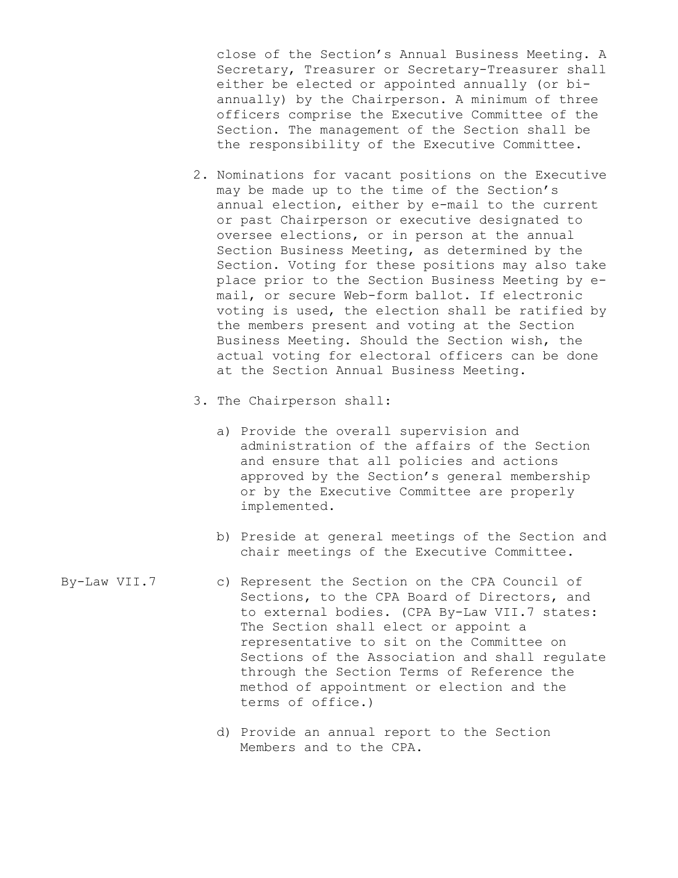close of the Section's Annual Business Meeting. A Secretary, Treasurer or Secretary-Treasurer shall either be elected or appointed annually (or bi-annually) by the Chairperson. A minimum of three officers comprise the Executive Committee of the Section. The management of the Section shall be the responsibility of the Executive Committee.

2. Nominations for vacant positions on the Executive may be made up to the time of the Section's annual election, either by e-mail to the current or past Chairperson or executive designated to oversee elections, or in person at the annual Section Business Meeting, as determined by the Section. Voting for these positions may also take place prior to the Section Business Meeting by e-mail, or secure Web-form ballot. If electronic voting is used, the election shall be ratified by the members present and voting at the Section Business Meeting. Should the Section wish, the actual voting for electoral officers can be done at the Section Annual Business Meeting.

3. The Chairperson shall:

   a) Provide the overall supervision and administration of the affairs of the Section and ensure that all policies and actions approved by the Section's general membership or by the Executive Committee are properly implemented.

   b) Preside at general meetings of the Section and chair meetings of the Executive Committee.

   By-Law VII.7

   c) Represent the Section on the CPA Council of Sections, to the CPA Board of Directors, and to external bodies. (CPA By-Law VII.7 states: The Section shall elect or appoint a representative to sit on the Committee on Sections of the Association and shall regulate through the Section Terms of Reference the method of appointment or election and the terms of office.)

   d) Provide an annual report to the Section Members and to the CPA.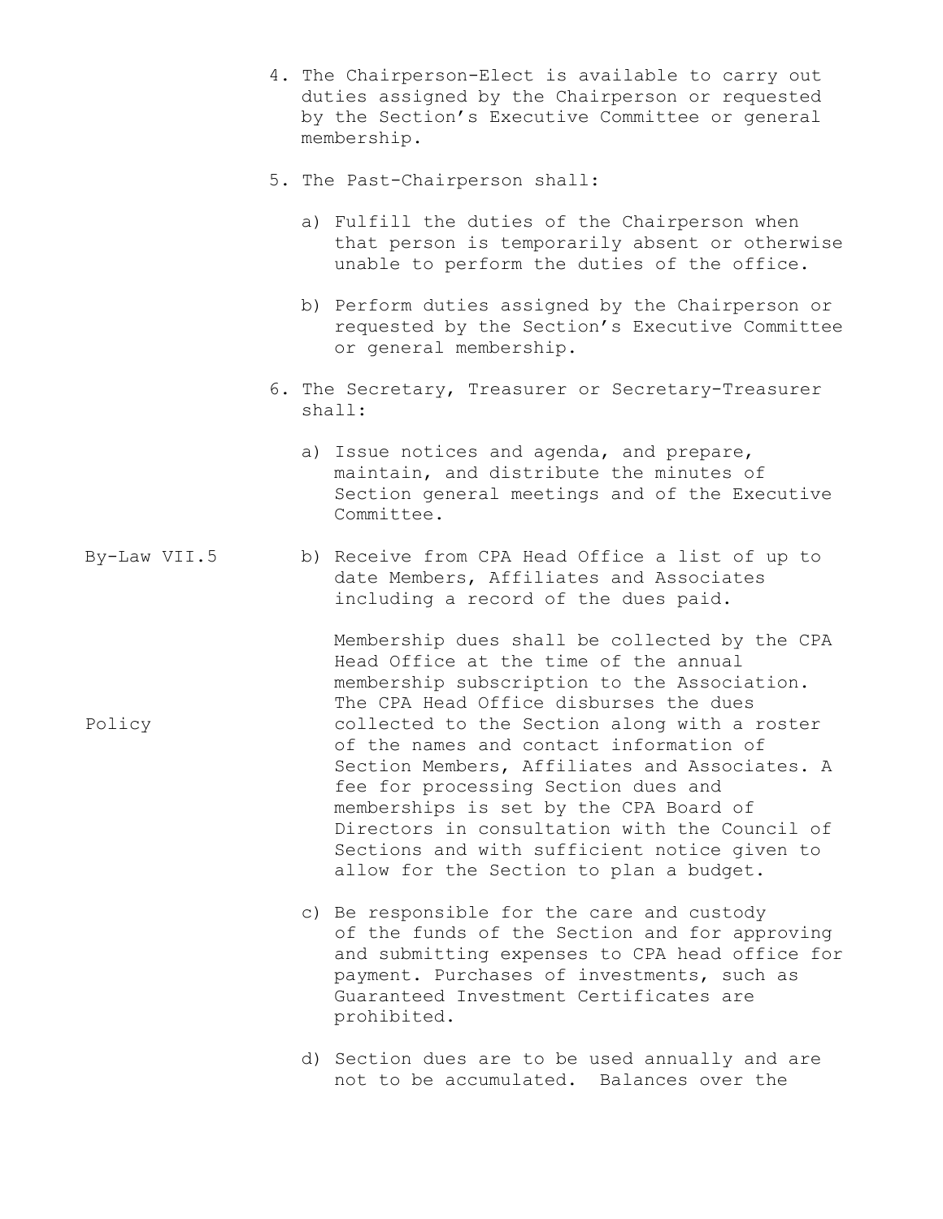4. The Chairperson-Elect is available to carry out duties assigned by the Chairperson or requested by the Section's Executive Committee or general membership.

5. The Past-Chairperson shall:

   a) Fulfill the duties of the Chairperson when that person is temporarily absent or otherwise unable to perform the duties of the office.

   b) Perform duties assigned by the Chairperson or requested by the Section's Executive Committee or general membership.

6. The Secretary, Treasurer or Secretary-Treasurer shall:

   a) Issue notices and agenda, and prepare, maintain, and distribute the minutes of Section general meetings and of the Executive Committee.

By-Law VII.5

   b) Receive from CPA Head Office a list of up to date Members, Affiliates and Associates including a record of the dues paid.

Policy

   Membership dues shall be collected by the CPA Head Office at the time of the annual membership subscription to the Association. The CPA Head Office disburses the dues collected to the Section along with a roster of the names and contact information of Section Members, Affiliates and Associates. A fee for processing Section dues and memberships is set by the CPA Board of Directors in consultation with the Council of Sections and with sufficient notice given to allow for the Section to plan a budget.

   c) Be responsible for the care and custody of the funds of the Section and for approving and submitting expenses to CPA head office for payment. Purchases of investments, such as Guaranteed Investment Certificates are prohibited.

   d) Section dues are to be used annually and are not to be accumulated. Balances over the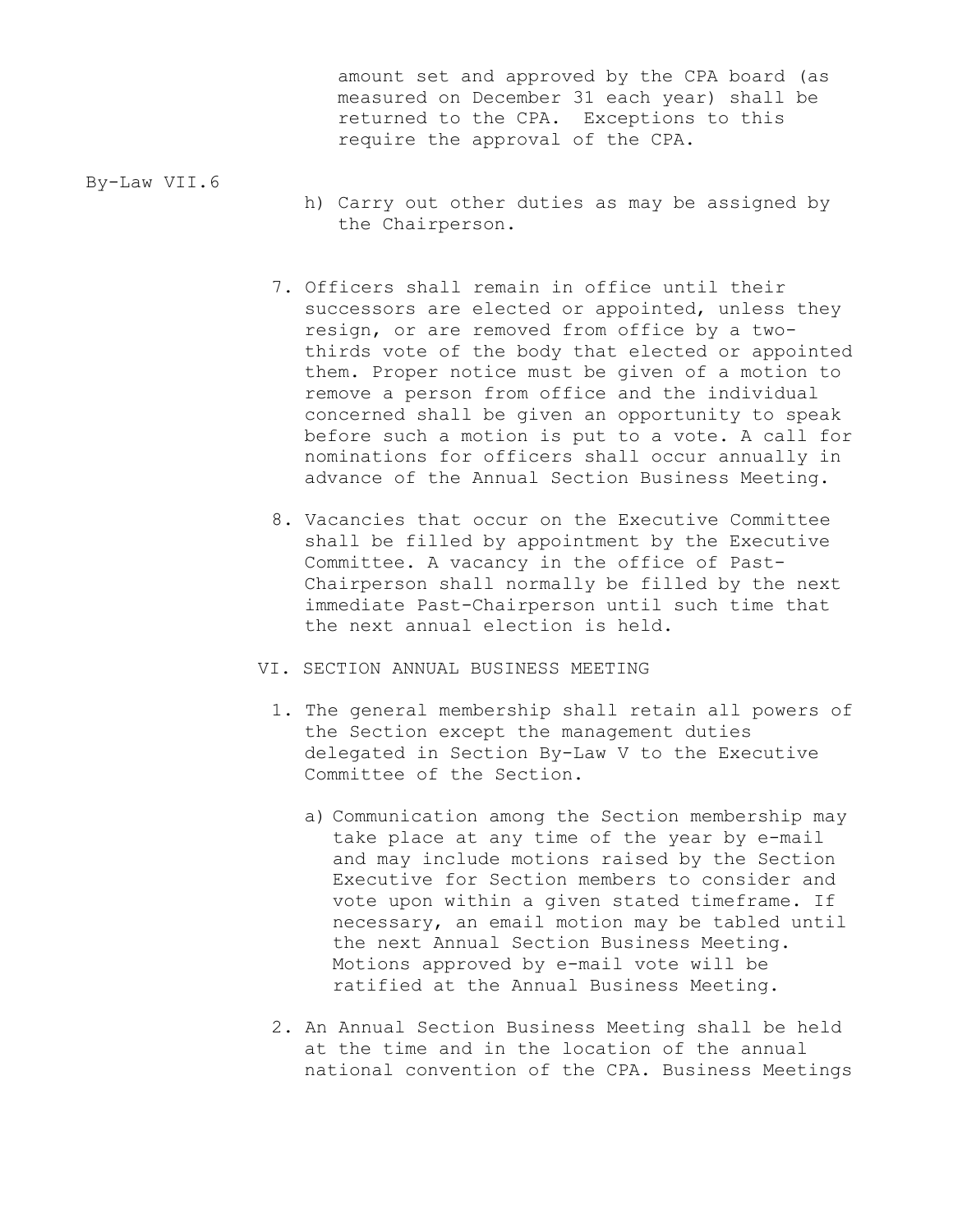amount set and approved by the CPA board (as measured on December 31 each year) shall be returned to the CPA. Exceptions to this require the approval of the CPA.

By-Law VII.6

h) Carry out other duties as may be assigned by the Chairperson.

7. Officers shall remain in office until their successors are elected or appointed, unless they resign, or are removed from office by a two-thirds vote of the body that elected or appointed them. Proper notice must be given of a motion to remove a person from office and the individual concerned shall be given an opportunity to speak before such a motion is put to a vote. A call for nominations for officers shall occur annually in advance of the Annual Section Business Meeting.

8. Vacancies that occur on the Executive Committee shall be filled by appointment by the Executive Committee. A vacancy in the office of Past-Chairperson shall normally be filled by the next immediate Past-Chairperson until such time that the next annual election is held.

VI. SECTION ANNUAL BUSINESS MEETING

1. The general membership shall retain all powers of the Section except the management duties delegated in Section By-Law V to the Executive Committee of the Section.

   a) Communication among the Section membership may take place at any time of the year by e-mail and may include motions raised by the Section Executive for Section members to consider and vote upon within a given stated timeframe. If necessary, an email motion may be tabled until the next Annual Section Business Meeting. Motions approved by e-mail vote will be ratified at the Annual Business Meeting.

2. An Annual Section Business Meeting shall be held at the time and in the location of the annual national convention of the CPA. Business Meetings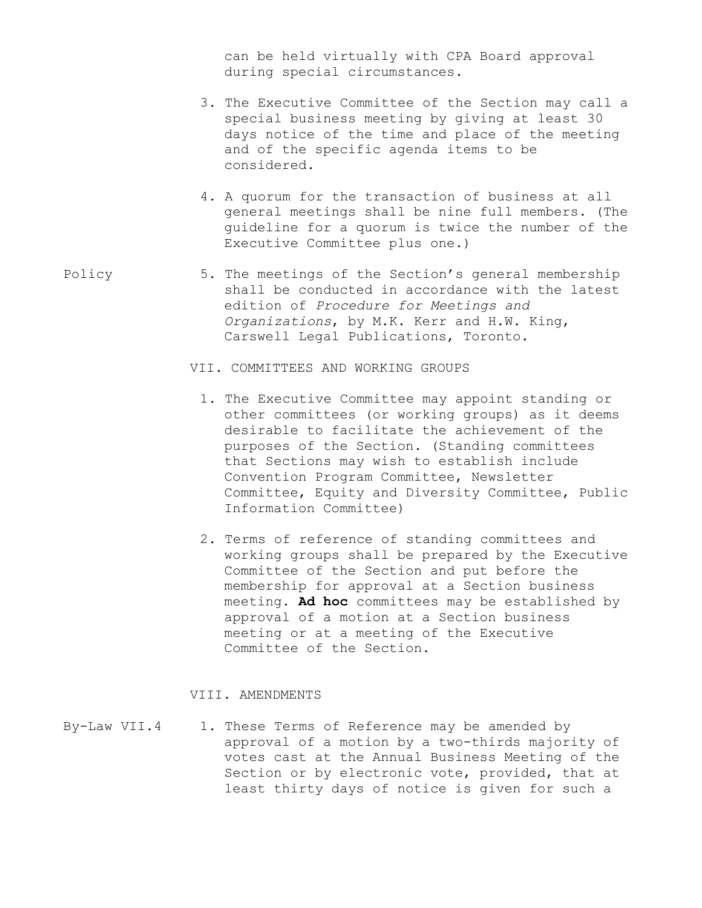can be held virtually with CPA Board approval during special circumstances.

3. The Executive Committee of the Section may call a special business meeting by giving at least 30 days notice of the time and place of the meeting and of the specific agenda items to be considered.

4. A quorum for the transaction of business at all general meetings shall be nine full members. (The guideline for a quorum is twice the number of the Executive Committee plus one.)

Policy

5. The meetings of the Section's general membership shall be conducted in accordance with the latest edition of *Procedure for Meetings and Organizations*, by M.K. Kerr and H.W. King, Carswell Legal Publications, Toronto.

## VII. COMMITTEES AND WORKING GROUPS

1. The Executive Committee may appoint standing or other committees (or working groups) as it deems desirable to facilitate the achievement of the purposes of the Section. (Standing committees that Sections may wish to establish include Convention Program Committee, Newsletter Committee, Equity and Diversity Committee, Public Information Committee)

2. Terms of reference of standing committees and working groups shall be prepared by the Executive Committee of the Section and put before the membership for approval at a Section business meeting. **Ad hoc** committees may be established by approval of a motion at a Section business meeting or at a meeting of the Executive Committee of the Section.

## VIII. AMENDMENTS

By-Law VII.4

1. These Terms of Reference may be amended by approval of a motion by a two-thirds majority of votes cast at the Annual Business Meeting of the Section or by electronic vote, provided, that at least thirty days of notice is given for such a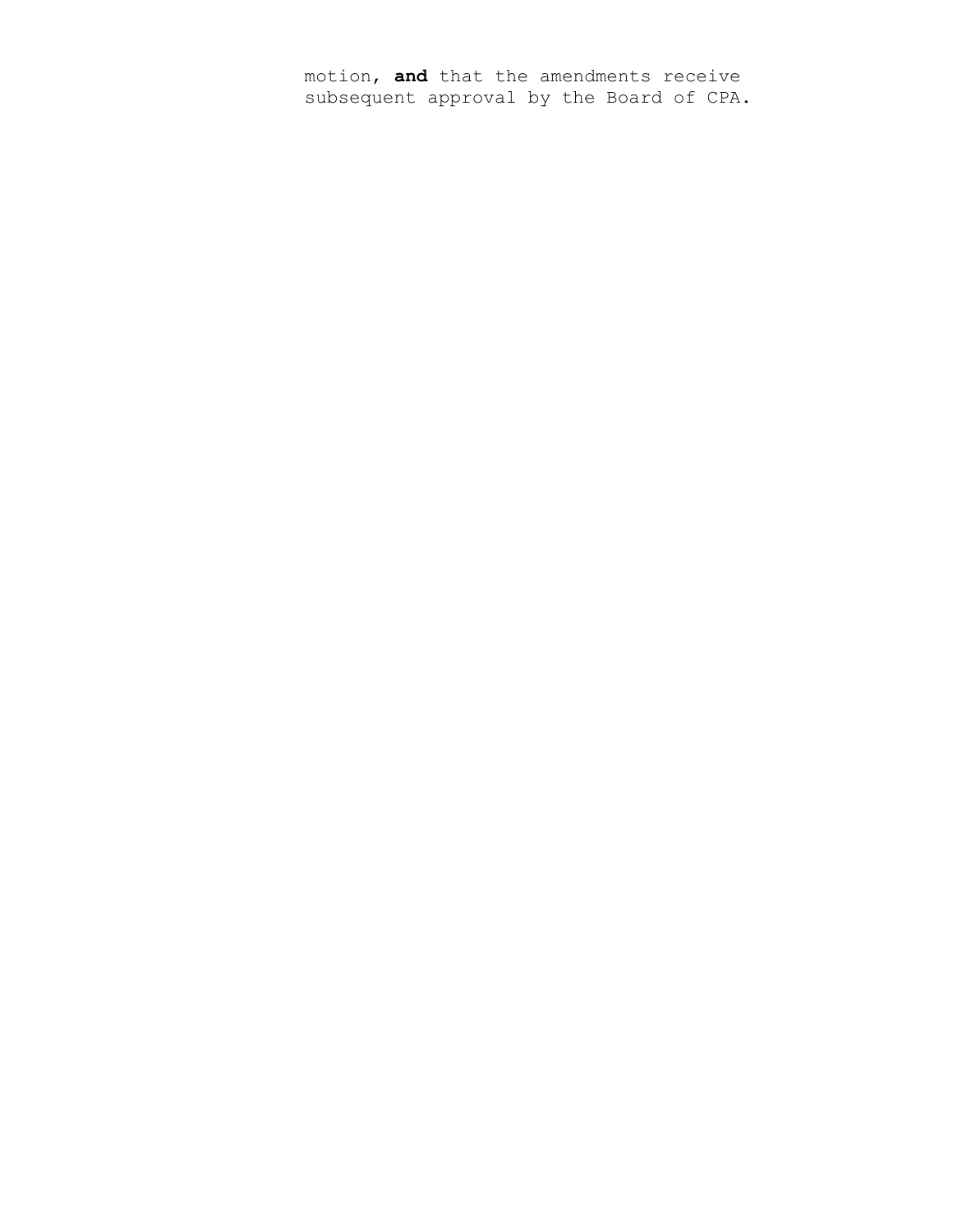motion, **and** that the amendments receive subsequent approval by the Board of CPA.